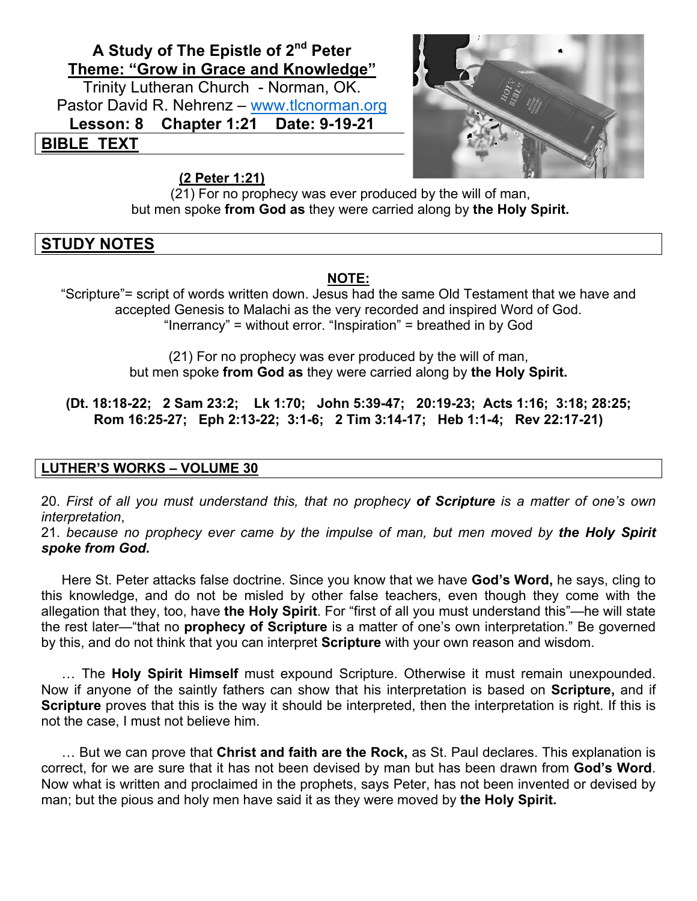**A Study of The Epistle of 2nd Peter**

**Theme: "Grow in Grace and Knowledge"**

Trinity Lutheran Church - Norman, OK.

Pastor David R. Nehrenz – www.tlcnorman.org

**Lesson: 8 Chapter 1:21 Date: 9-19-21**

## BIBLE TEXT

**(2 Peter 1:21)**

(21) For no prophecy was ever produced by the will of man, but men spoke **from God as** they were carried along by **the Holy Spirit.**

## STUDY NOTES

**NOTE:**

"Scripture"= script of words written down. Jesus had the same Old Testament that we have and accepted Genesis to Malachi as the very recorded and inspired Word of God. "Inerrancy" = without error. "Inspiration" = breathed in by God

(21) For no prophecy was ever produced by the will of man, but men spoke **from God as** they were carried along by **the Holy Spirit.**

**(Dt. 18:18-22; 2 Sam 23:2; Lk 1:70; John 5:39-47; 20:19-23; Acts 1:16; 3:18; 28:25; Rom 16:25-27; Eph 2:13-22; 3:1-6; 2 Tim 3:14-17; Heb 1:1-4; Rev 22:17-21)**

## LUTHER'S WORKS – VOLUME 30

20. *First of all you must understand this, that no prophecy **of Scripture** is a matter of one's own interpretation*,
21. *because no prophecy ever came by the impulse of man, but men moved by **the Holy Spirit spoke from God**.*

Here St. Peter attacks false doctrine. Since you know that we have **God's Word,** he says, cling to this knowledge, and do not be misled by other false teachers, even though they come with the allegation that they, too, have **the Holy Spirit**. For "first of all you must understand this"—he will state the rest later—"that no **prophecy of Scripture** is a matter of one's own interpretation." Be governed by this, and do not think that you can interpret **Scripture** with your own reason and wisdom.

… The **Holy Spirit Himself** must expound Scripture. Otherwise it must remain unexpounded. Now if anyone of the saintly fathers can show that his interpretation is based on **Scripture,** and if **Scripture** proves that this is the way it should be interpreted, then the interpretation is right. If this is not the case, I must not believe him.

… But we can prove that **Christ and faith are the Rock,** as St. Paul declares. This explanation is correct, for we are sure that it has not been devised by man but has been drawn from **God's Word**. Now what is written and proclaimed in the prophets, says Peter, has not been invented or devised by man; but the pious and holy men have said it as they were moved by **the Holy Spirit.**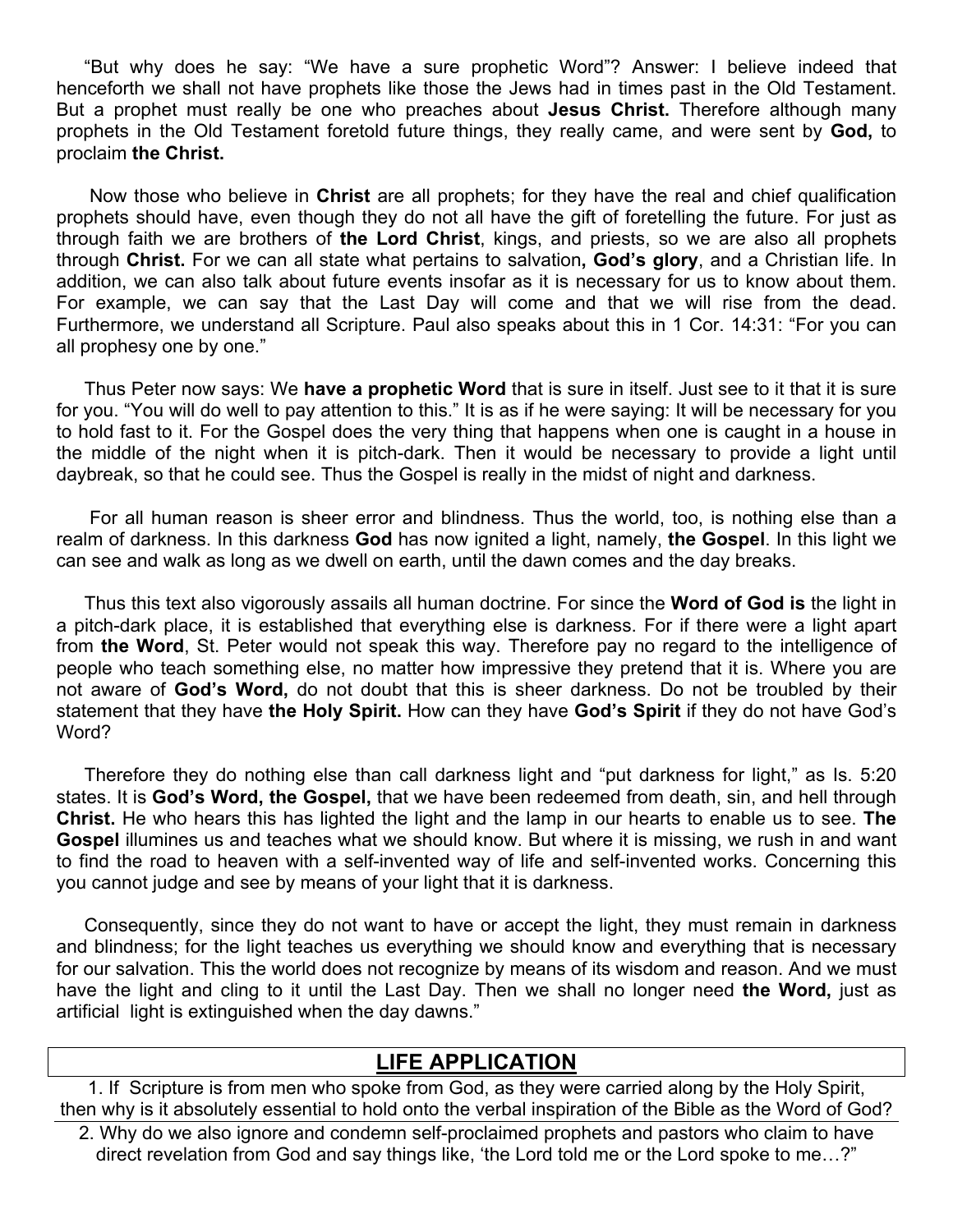"But why does he say: "We have a sure prophetic Word"? Answer: I believe indeed that henceforth we shall not have prophets like those the Jews had in times past in the Old Testament. But a prophet must really be one who preaches about **Jesus Christ.** Therefore although many prophets in the Old Testament foretold future things, they really came, and were sent by **God,** to proclaim **the Christ.**

Now those who believe in **Christ** are all prophets; for they have the real and chief qualification prophets should have, even though they do not all have the gift of foretelling the future. For just as through faith we are brothers of **the Lord Christ**, kings, and priests, so we are also all prophets through **Christ.** For we can all state what pertains to salvation**, God's glory**, and a Christian life. In addition, we can also talk about future events insofar as it is necessary for us to know about them. For example, we can say that the Last Day will come and that we will rise from the dead. Furthermore, we understand all Scripture. Paul also speaks about this in 1 Cor. 14:31: "For you can all prophesy one by one."

Thus Peter now says: We **have a prophetic Word** that is sure in itself. Just see to it that it is sure for you. "You will do well to pay attention to this." It is as if he were saying: It will be necessary for you to hold fast to it. For the Gospel does the very thing that happens when one is caught in a house in the middle of the night when it is pitch-dark. Then it would be necessary to provide a light until daybreak, so that he could see. Thus the Gospel is really in the midst of night and darkness.

For all human reason is sheer error and blindness. Thus the world, too, is nothing else than a realm of darkness. In this darkness **God** has now ignited a light, namely, **the Gospel**. In this light we can see and walk as long as we dwell on earth, until the dawn comes and the day breaks.

Thus this text also vigorously assails all human doctrine. For since the **Word of God is** the light in a pitch-dark place, it is established that everything else is darkness. For if there were a light apart from **the Word**, St. Peter would not speak this way. Therefore pay no regard to the intelligence of people who teach something else, no matter how impressive they pretend that it is. Where you are not aware of **God's Word,** do not doubt that this is sheer darkness. Do not be troubled by their statement that they have **the Holy Spirit.** How can they have **God's Spirit** if they do not have God's Word?

Therefore they do nothing else than call darkness light and "put darkness for light," as Is. 5:20 states. It is **God's Word, the Gospel,** that we have been redeemed from death, sin, and hell through **Christ.** He who hears this has lighted the light and the lamp in our hearts to enable us to see. **The Gospel** illumines us and teaches what we should know. But where it is missing, we rush in and want to find the road to heaven with a self-invented way of life and self-invented works. Concerning this you cannot judge and see by means of your light that it is darkness.

Consequently, since they do not want to have or accept the light, they must remain in darkness and blindness; for the light teaches us everything we should know and everything that is necessary for our salvation. This the world does not recognize by means of its wisdom and reason. And we must have the light and cling to it until the Last Day. Then we shall no longer need **the Word,** just as artificial light is extinguished when the day dawns."

## LIFE APPLICATION

1. If Scripture is from men who spoke from God, as they were carried along by the Holy Spirit, then why is it absolutely essential to hold onto the verbal inspiration of the Bible as the Word of God?

2. Why do we also ignore and condemn self-proclaimed prophets and pastors who claim to have direct revelation from God and say things like, 'the Lord told me or the Lord spoke to me…?"